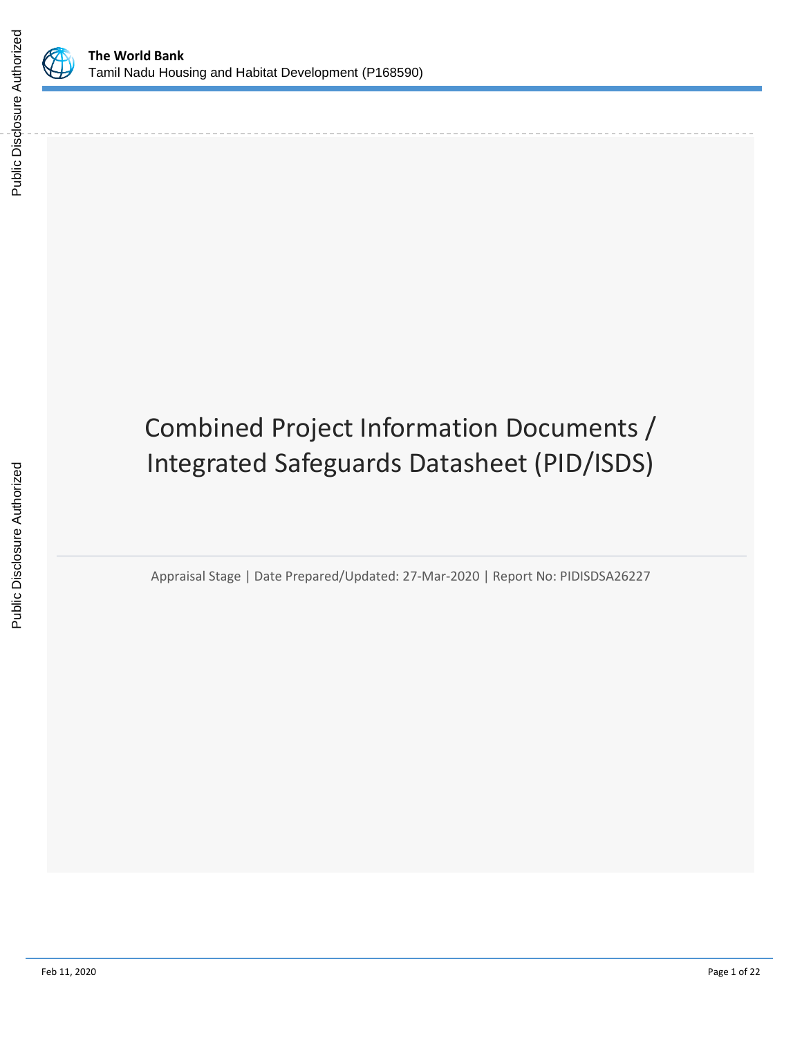The World Bank
Tamil Nadu Housing and Habitat Development (P168590)

# Combined Project Information Documents / Integrated Safeguards Datasheet (PID/ISDS)

Appraisal Stage | Date Prepared/Updated: 27-Mar-2020 | Report No: PIDISDSA26227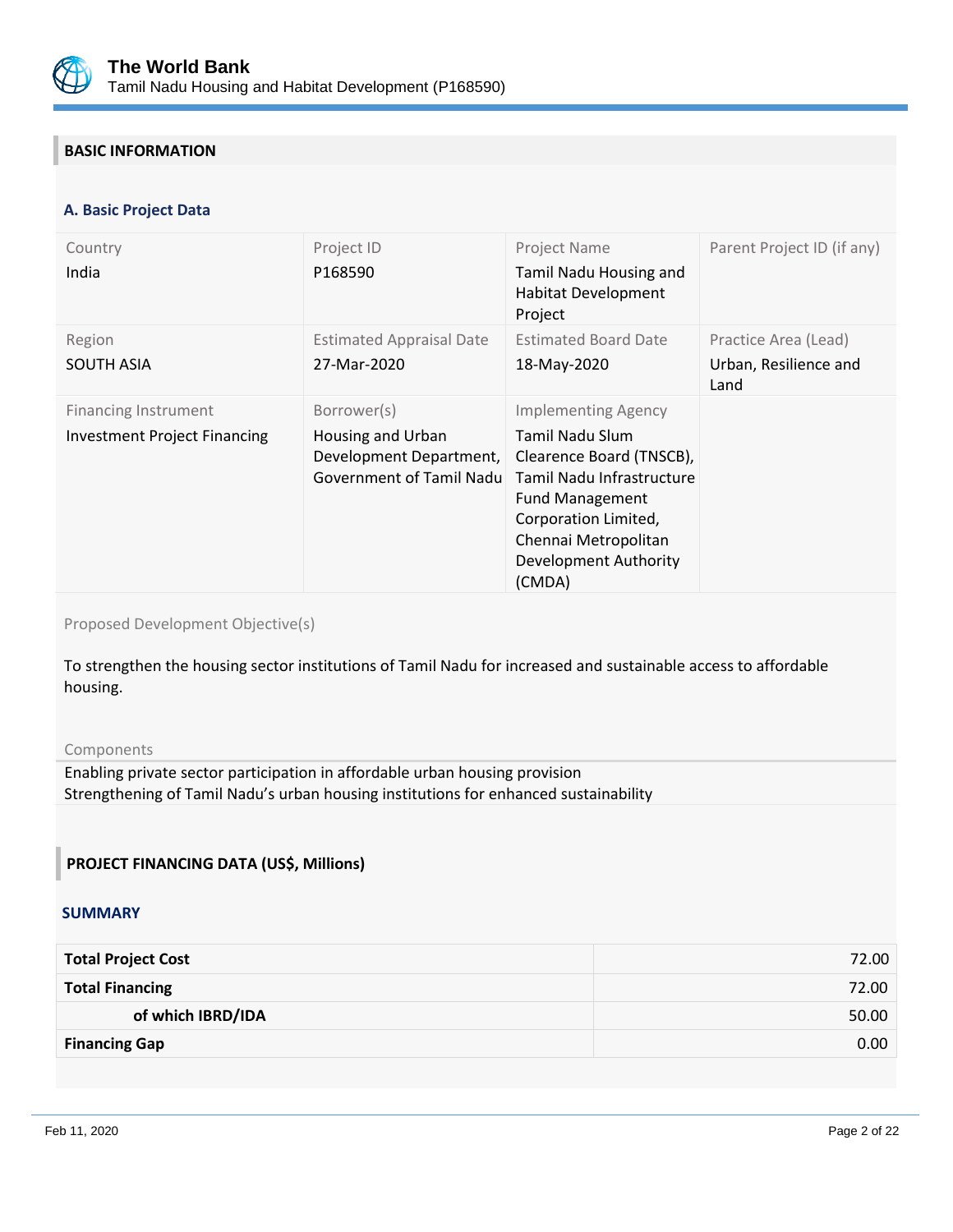## BASIC INFORMATION

### A. Basic Project Data

| Country | Project ID | Project Name | Parent Project ID (if any) |
|---|---|---|---|
| India | P168590 | Tamil Nadu Housing and Habitat Development Project | |
| **Region** | **Estimated Appraisal Date** | **Estimated Board Date** | **Practice Area (Lead)** |
| SOUTH ASIA | 27-Mar-2020 | 18-May-2020 | Urban, Resilience and Land |
| **Financing Instrument** | **Borrower(s)** | **Implementing Agency** | |
| Investment Project Financing | Housing and Urban Development Department, Government of Tamil Nadu | Tamil Nadu Slum Clearence Board (TNSCB), Tamil Nadu Infrastructure Fund Management Corporation Limited, Chennai Metropolitan Development Authority (CMDA) | |

Proposed Development Objective(s)

To strengthen the housing sector institutions of Tamil Nadu for increased and sustainable access to affordable housing.

Components

Enabling private sector participation in affordable urban housing provision
Strengthening of Tamil Nadu's urban housing institutions for enhanced sustainability

## PROJECT FINANCING DATA (US$, Millions)

### SUMMARY

| | |
|---|---:|
| **Total Project Cost** | 72.00 |
| **Total Financing** | 72.00 |
| **of which IBRD/IDA** | 50.00 |
| **Financing Gap** | 0.00 |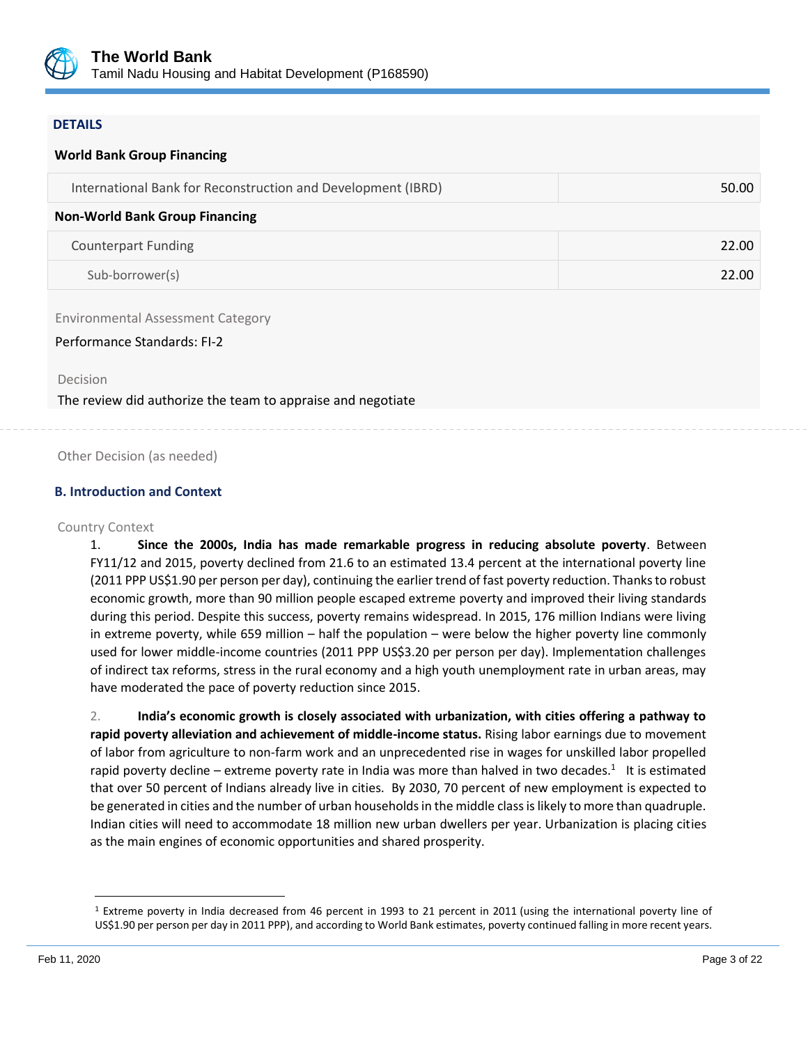**DETAILS**

**World Bank Group Financing**

| International Bank for Reconstruction and Development (IBRD) | 50.00 |
| --- | --- |

**Non-World Bank Group Financing**

| Counterpart Funding | 22.00 |
| --- | --- |
| Sub-borrower(s) | 22.00 |

Environmental Assessment Category

Performance Standards: FI-2

Decision

The review did authorize the team to appraise and negotiate

Other Decision (as needed)

## B. Introduction and Context

Country Context

1. **Since the 2000s, India has made remarkable progress in reducing absolute poverty**. Between FY11/12 and 2015, poverty declined from 21.6 to an estimated 13.4 percent at the international poverty line (2011 PPP US$1.90 per person per day), continuing the earlier trend of fast poverty reduction. Thanks to robust economic growth, more than 90 million people escaped extreme poverty and improved their living standards during this period. Despite this success, poverty remains widespread. In 2015, 176 million Indians were living in extreme poverty, while 659 million – half the population – were below the higher poverty line commonly used for lower middle-income countries (2011 PPP US$3.20 per person per day). Implementation challenges of indirect tax reforms, stress in the rural economy and a high youth unemployment rate in urban areas, may have moderated the pace of poverty reduction since 2015.

2. **India's economic growth is closely associated with urbanization, with cities offering a pathway to rapid poverty alleviation and achievement of middle-income status.** Rising labor earnings due to movement of labor from agriculture to non-farm work and an unprecedented rise in wages for unskilled labor propelled rapid poverty decline – extreme poverty rate in India was more than halved in two decades.[1] It is estimated that over 50 percent of Indians already live in cities. By 2030, 70 percent of new employment is expected to be generated in cities and the number of urban households in the middle class is likely to more than quadruple. Indian cities will need to accommodate 18 million new urban dwellers per year. Urbanization is placing cities as the main engines of economic opportunities and shared prosperity.

[1] Extreme poverty in India decreased from 46 percent in 1993 to 21 percent in 2011 (using the international poverty line of US$1.90 per person per day in 2011 PPP), and according to World Bank estimates, poverty continued falling in more recent years.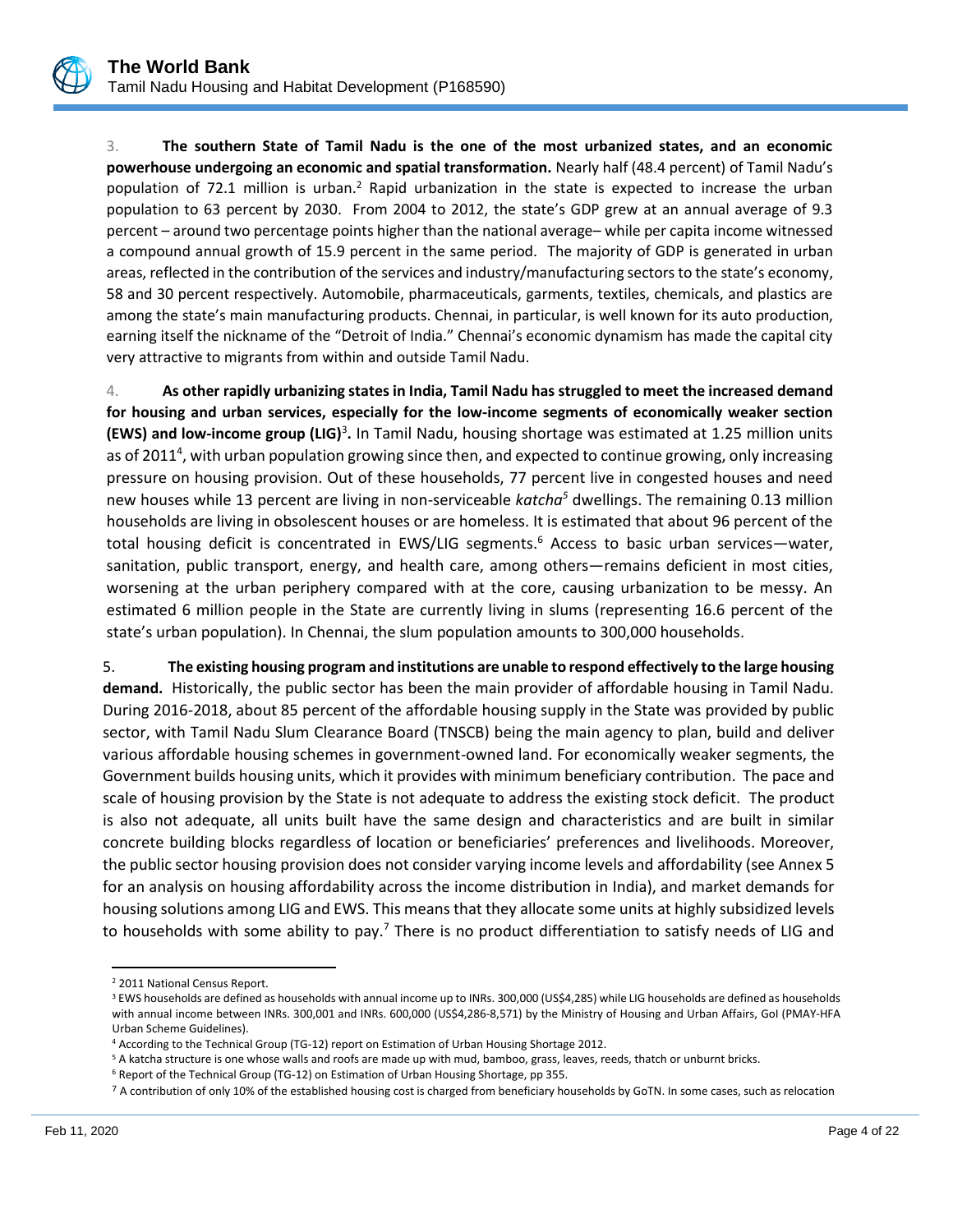3. **The southern State of Tamil Nadu is the one of the most urbanized states, and an economic powerhouse undergoing an economic and spatial transformation.** Nearly half (48.4 percent) of Tamil Nadu's population of 72.1 million is urban.[2] Rapid urbanization in the state is expected to increase the urban population to 63 percent by 2030. From 2004 to 2012, the state's GDP grew at an annual average of 9.3 percent – around two percentage points higher than the national average– while per capita income witnessed a compound annual growth of 15.9 percent in the same period. The majority of GDP is generated in urban areas, reflected in the contribution of the services and industry/manufacturing sectors to the state's economy, 58 and 30 percent respectively. Automobile, pharmaceuticals, garments, textiles, chemicals, and plastics are among the state's main manufacturing products. Chennai, in particular, is well known for its auto production, earning itself the nickname of the "Detroit of India." Chennai's economic dynamism has made the capital city very attractive to migrants from within and outside Tamil Nadu.

4. **As other rapidly urbanizing states in India, Tamil Nadu has struggled to meet the increased demand for housing and urban services, especially for the low-income segments of economically weaker section (EWS) and low-income group (LIG)**[3]**.** In Tamil Nadu, housing shortage was estimated at 1.25 million units as of 2011[4], with urban population growing since then, and expected to continue growing, only increasing pressure on housing provision. Out of these households, 77 percent live in congested houses and need new houses while 13 percent are living in non-serviceable *katcha*[5] dwellings. The remaining 0.13 million households are living in obsolescent houses or are homeless. It is estimated that about 96 percent of the total housing deficit is concentrated in EWS/LIG segments.[6] Access to basic urban services—water, sanitation, public transport, energy, and health care, among others—remains deficient in most cities, worsening at the urban periphery compared with at the core, causing urbanization to be messy. An estimated 6 million people in the State are currently living in slums (representing 16.6 percent of the state's urban population). In Chennai, the slum population amounts to 300,000 households.

5. **The existing housing program and institutions are unable to respond effectively to the large housing demand.** Historically, the public sector has been the main provider of affordable housing in Tamil Nadu. During 2016-2018, about 85 percent of the affordable housing supply in the State was provided by public sector, with Tamil Nadu Slum Clearance Board (TNSCB) being the main agency to plan, build and deliver various affordable housing schemes in government-owned land. For economically weaker segments, the Government builds housing units, which it provides with minimum beneficiary contribution. The pace and scale of housing provision by the State is not adequate to address the existing stock deficit. The product is also not adequate, all units built have the same design and characteristics and are built in similar concrete building blocks regardless of location or beneficiaries' preferences and livelihoods. Moreover, the public sector housing provision does not consider varying income levels and affordability (see Annex 5 for an analysis on housing affordability across the income distribution in India), and market demands for housing solutions among LIG and EWS. This means that they allocate some units at highly subsidized levels to households with some ability to pay.[7] There is no product differentiation to satisfy needs of LIG and

---

[2] 2011 National Census Report.

[3] EWS households are defined as households with annual income up to INRs. 300,000 (US$4,285) while LIG households are defined as households with annual income between INRs. 300,001 and INRs. 600,000 (US$4,286-8,571) by the Ministry of Housing and Urban Affairs, GoI (PMAY-HFA Urban Scheme Guidelines).

[4] According to the Technical Group (TG-12) report on Estimation of Urban Housing Shortage 2012.

[5] A katcha structure is one whose walls and roofs are made up with mud, bamboo, grass, leaves, reeds, thatch or unburnt bricks.

[6] Report of the Technical Group (TG-12) on Estimation of Urban Housing Shortage, pp 355.

[7] A contribution of only 10% of the established housing cost is charged from beneficiary households by GoTN. In some cases, such as relocation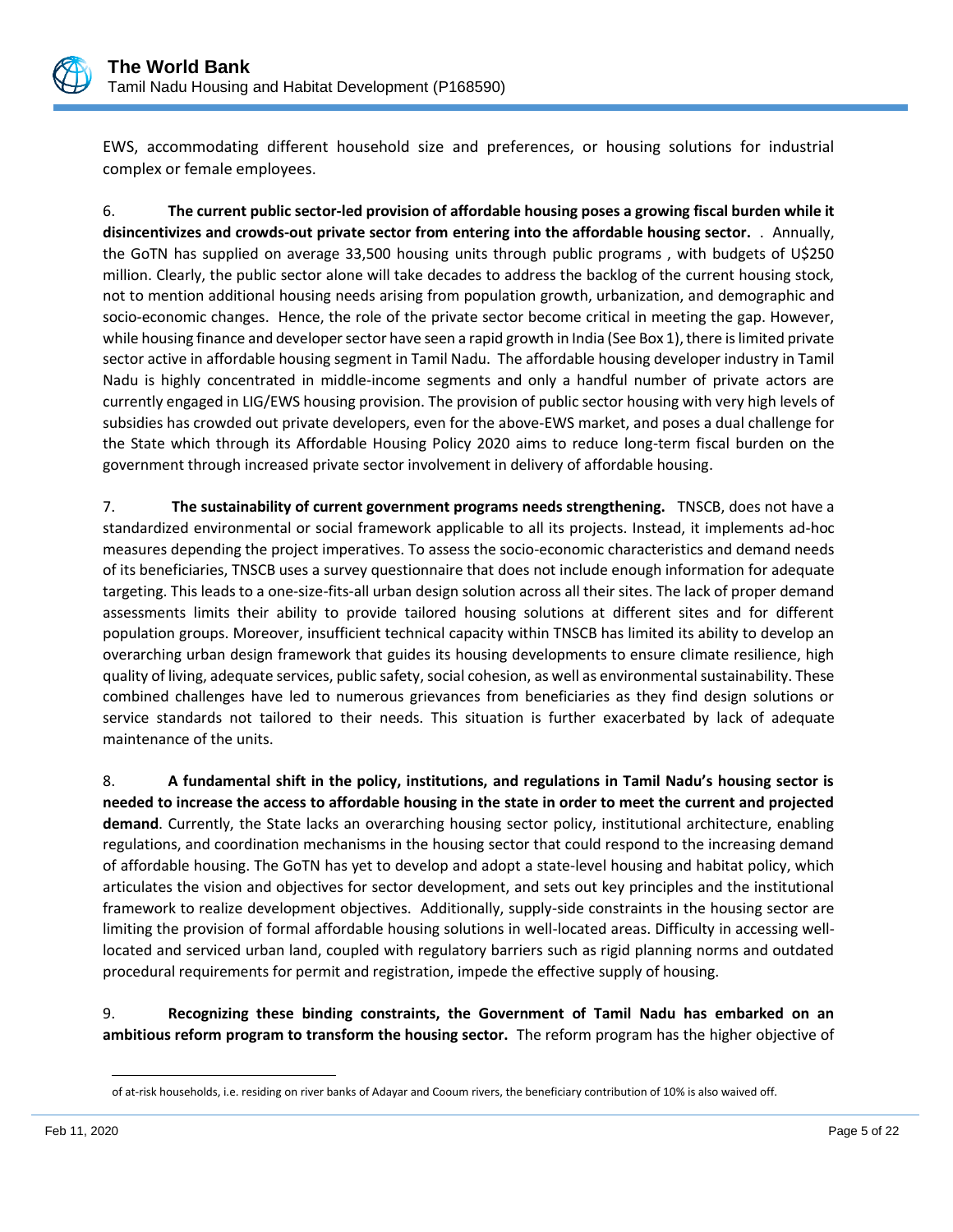EWS, accommodating different household size and preferences, or housing solutions for industrial complex or female employees.

6. **The current public sector-led provision of affordable housing poses a growing fiscal burden while it disincentivizes and crowds-out private sector from entering into the affordable housing sector.** . Annually, the GoTN has supplied on average 33,500 housing units through public programs , with budgets of U$250 million. Clearly, the public sector alone will take decades to address the backlog of the current housing stock, not to mention additional housing needs arising from population growth, urbanization, and demographic and socio-economic changes. Hence, the role of the private sector become critical in meeting the gap. However, while housing finance and developer sector have seen a rapid growth in India (See Box 1), there is limited private sector active in affordable housing segment in Tamil Nadu. The affordable housing developer industry in Tamil Nadu is highly concentrated in middle-income segments and only a handful number of private actors are currently engaged in LIG/EWS housing provision. The provision of public sector housing with very high levels of subsidies has crowded out private developers, even for the above-EWS market, and poses a dual challenge for the State which through its Affordable Housing Policy 2020 aims to reduce long-term fiscal burden on the government through increased private sector involvement in delivery of affordable housing.

7. **The sustainability of current government programs needs strengthening.** TNSCB, does not have a standardized environmental or social framework applicable to all its projects. Instead, it implements ad-hoc measures depending the project imperatives. To assess the socio-economic characteristics and demand needs of its beneficiaries, TNSCB uses a survey questionnaire that does not include enough information for adequate targeting. This leads to a one-size-fits-all urban design solution across all their sites. The lack of proper demand assessments limits their ability to provide tailored housing solutions at different sites and for different population groups. Moreover, insufficient technical capacity within TNSCB has limited its ability to develop an overarching urban design framework that guides its housing developments to ensure climate resilience, high quality of living, adequate services, public safety, social cohesion, as well as environmental sustainability. These combined challenges have led to numerous grievances from beneficiaries as they find design solutions or service standards not tailored to their needs. This situation is further exacerbated by lack of adequate maintenance of the units.

8. **A fundamental shift in the policy, institutions, and regulations in Tamil Nadu's housing sector is needed to increase the access to affordable housing in the state in order to meet the current and projected demand**. Currently, the State lacks an overarching housing sector policy, institutional architecture, enabling regulations, and coordination mechanisms in the housing sector that could respond to the increasing demand of affordable housing. The GoTN has yet to develop and adopt a state-level housing and habitat policy, which articulates the vision and objectives for sector development, and sets out key principles and the institutional framework to realize development objectives. Additionally, supply-side constraints in the housing sector are limiting the provision of formal affordable housing solutions in well-located areas. Difficulty in accessing well-located and serviced urban land, coupled with regulatory barriers such as rigid planning norms and outdated procedural requirements for permit and registration, impede the effective supply of housing.

9. **Recognizing these binding constraints, the Government of Tamil Nadu has embarked on an ambitious reform program to transform the housing sector.** The reform program has the higher objective of

---

of at-risk households, i.e. residing on river banks of Adayar and Cooum rivers, the beneficiary contribution of 10% is also waived off.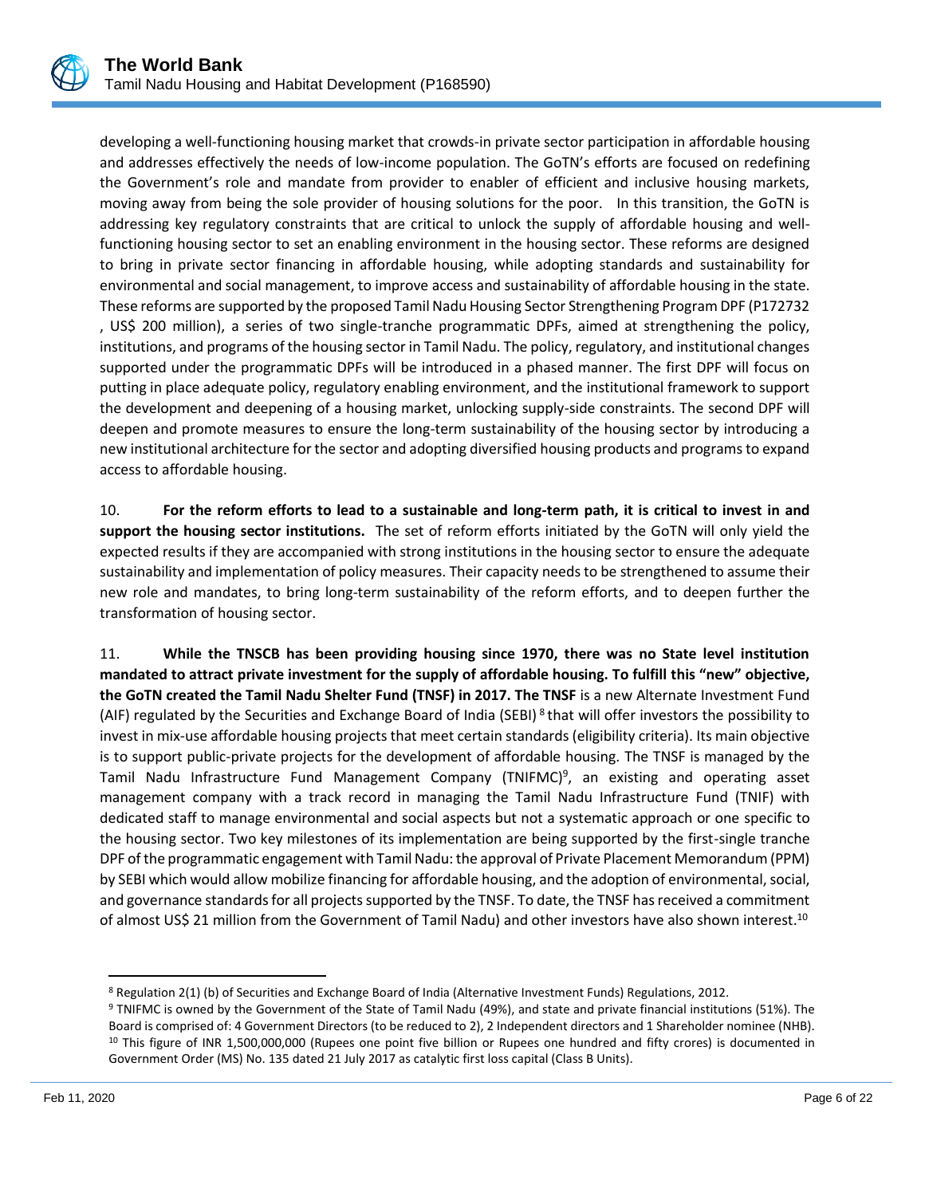developing a well-functioning housing market that crowds-in private sector participation in affordable housing and addresses effectively the needs of low-income population. The GoTN's efforts are focused on redefining the Government's role and mandate from provider to enabler of efficient and inclusive housing markets, moving away from being the sole provider of housing solutions for the poor. In this transition, the GoTN is addressing key regulatory constraints that are critical to unlock the supply of affordable housing and well-functioning housing sector to set an enabling environment in the housing sector. These reforms are designed to bring in private sector financing in affordable housing, while adopting standards and sustainability for environmental and social management, to improve access and sustainability of affordable housing in the state. These reforms are supported by the proposed Tamil Nadu Housing Sector Strengthening Program DPF (P172732 , US$ 200 million), a series of two single-tranche programmatic DPFs, aimed at strengthening the policy, institutions, and programs of the housing sector in Tamil Nadu. The policy, regulatory, and institutional changes supported under the programmatic DPFs will be introduced in a phased manner. The first DPF will focus on putting in place adequate policy, regulatory enabling environment, and the institutional framework to support the development and deepening of a housing market, unlocking supply-side constraints. The second DPF will deepen and promote measures to ensure the long-term sustainability of the housing sector by introducing a new institutional architecture for the sector and adopting diversified housing products and programs to expand access to affordable housing.

10. **For the reform efforts to lead to a sustainable and long-term path, it is critical to invest in and support the housing sector institutions.** The set of reform efforts initiated by the GoTN will only yield the expected results if they are accompanied with strong institutions in the housing sector to ensure the adequate sustainability and implementation of policy measures. Their capacity needs to be strengthened to assume their new role and mandates, to bring long-term sustainability of the reform efforts, and to deepen further the transformation of housing sector.

11. **While the TNSCB has been providing housing since 1970, there was no State level institution mandated to attract private investment for the supply of affordable housing. To fulfill this "new" objective, the GoTN created the Tamil Nadu Shelter Fund (TNSF) in 2017. The TNSF** is a new Alternate Investment Fund (AIF) regulated by the Securities and Exchange Board of India (SEBI)[8] that will offer investors the possibility to invest in mix-use affordable housing projects that meet certain standards (eligibility criteria). Its main objective is to support public-private projects for the development of affordable housing. The TNSF is managed by the Tamil Nadu Infrastructure Fund Management Company (TNIFMC)[9], an existing and operating asset management company with a track record in managing the Tamil Nadu Infrastructure Fund (TNIF) with dedicated staff to manage environmental and social aspects but not a systematic approach or one specific to the housing sector. Two key milestones of its implementation are being supported by the first-single tranche DPF of the programmatic engagement with Tamil Nadu: the approval of Private Placement Memorandum (PPM) by SEBI which would allow mobilize financing for affordable housing, and the adoption of environmental, social, and governance standards for all projects supported by the TNSF. To date, the TNSF has received a commitment of almost US$ 21 million from the Government of Tamil Nadu) and other investors have also shown interest.[10]

---

[8] Regulation 2(1) (b) of Securities and Exchange Board of India (Alternative Investment Funds) Regulations, 2012.

[9] TNIFMC is owned by the Government of the State of Tamil Nadu (49%), and state and private financial institutions (51%). The Board is comprised of: 4 Government Directors (to be reduced to 2), 2 Independent directors and 1 Shareholder nominee (NHB).

[10] This figure of INR 1,500,000,000 (Rupees one point five billion or Rupees one hundred and fifty crores) is documented in Government Order (MS) No. 135 dated 21 July 2017 as catalytic first loss capital (Class B Units).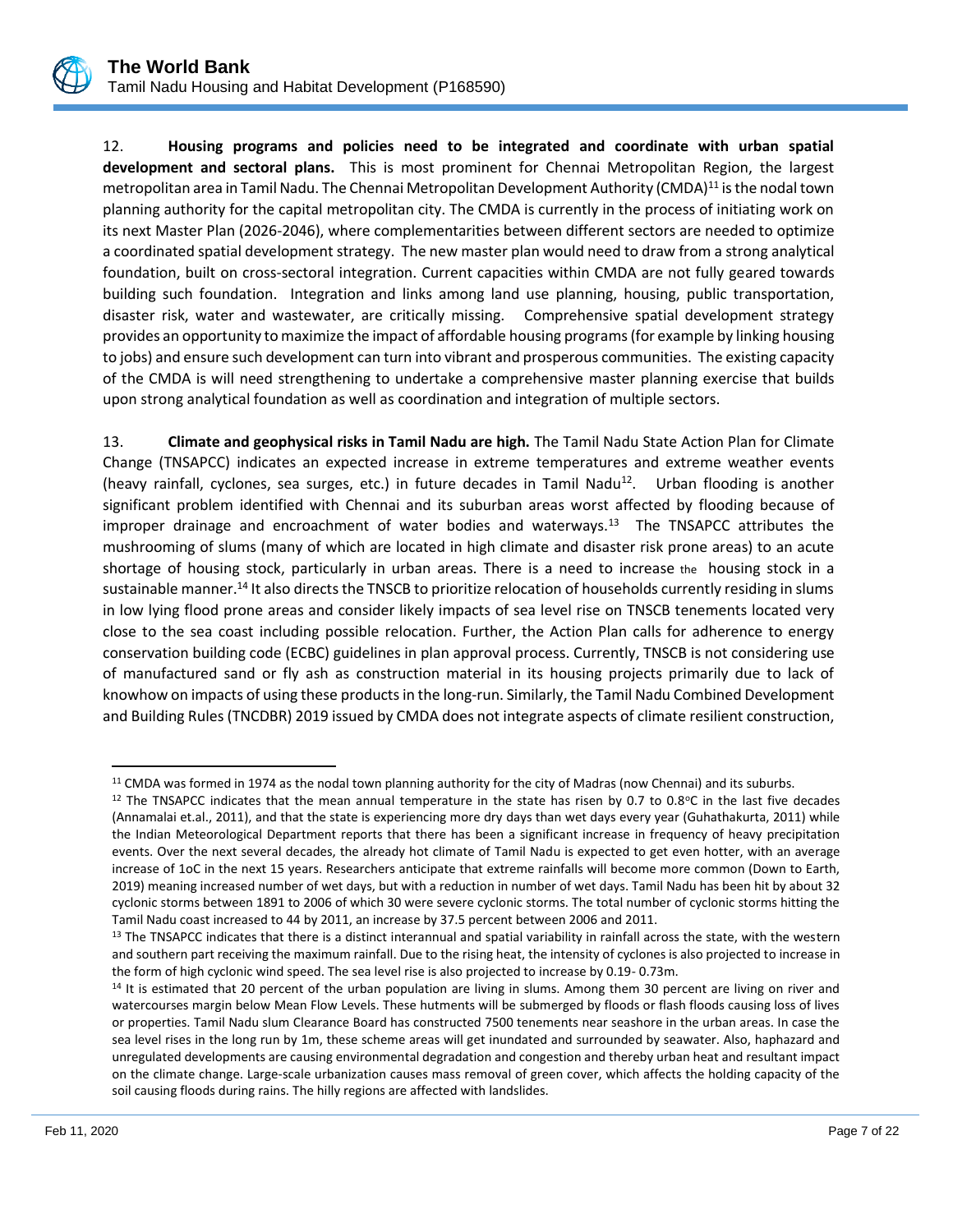12. **Housing programs and policies need to be integrated and coordinate with urban spatial development and sectoral plans.** This is most prominent for Chennai Metropolitan Region, the largest metropolitan area in Tamil Nadu. The Chennai Metropolitan Development Authority (CMDA)[11] is the nodal town planning authority for the capital metropolitan city. The CMDA is currently in the process of initiating work on its next Master Plan (2026-2046), where complementarities between different sectors are needed to optimize a coordinated spatial development strategy. The new master plan would need to draw from a strong analytical foundation, built on cross-sectoral integration. Current capacities within CMDA are not fully geared towards building such foundation. Integration and links among land use planning, housing, public transportation, disaster risk, water and wastewater, are critically missing. Comprehensive spatial development strategy provides an opportunity to maximize the impact of affordable housing programs (for example by linking housing to jobs) and ensure such development can turn into vibrant and prosperous communities. The existing capacity of the CMDA is will need strengthening to undertake a comprehensive master planning exercise that builds upon strong analytical foundation as well as coordination and integration of multiple sectors.

13. **Climate and geophysical risks in Tamil Nadu are high.** The Tamil Nadu State Action Plan for Climate Change (TNSAPCC) indicates an expected increase in extreme temperatures and extreme weather events (heavy rainfall, cyclones, sea surges, etc.) in future decades in Tamil Nadu[12]. Urban flooding is another significant problem identified with Chennai and its suburban areas worst affected by flooding because of improper drainage and encroachment of water bodies and waterways.[13] The TNSAPCC attributes the mushrooming of slums (many of which are located in high climate and disaster risk prone areas) to an acute shortage of housing stock, particularly in urban areas. There is a need to increase the housing stock in a sustainable manner.[14] It also directs the TNSCB to prioritize relocation of households currently residing in slums in low lying flood prone areas and consider likely impacts of sea level rise on TNSCB tenements located very close to the sea coast including possible relocation. Further, the Action Plan calls for adherence to energy conservation building code (ECBC) guidelines in plan approval process. Currently, TNSCB is not considering use of manufactured sand or fly ash as construction material in its housing projects primarily due to lack of knowhow on impacts of using these products in the long-run. Similarly, the Tamil Nadu Combined Development and Building Rules (TNCDBR) 2019 issued by CMDA does not integrate aspects of climate resilient construction,

---

[11] CMDA was formed in 1974 as the nodal town planning authority for the city of Madras (now Chennai) and its suburbs.

[12] The TNSAPCC indicates that the mean annual temperature in the state has risen by 0.7 to 0.8°C in the last five decades (Annamalai et.al., 2011), and that the state is experiencing more dry days than wet days every year (Guhathakurta, 2011) while the Indian Meteorological Department reports that there has been a significant increase in frequency of heavy precipitation events. Over the next several decades, the already hot climate of Tamil Nadu is expected to get even hotter, with an average increase of 1oC in the next 15 years. Researchers anticipate that extreme rainfalls will become more common (Down to Earth, 2019) meaning increased number of wet days, but with a reduction in number of wet days. Tamil Nadu has been hit by about 32 cyclonic storms between 1891 to 2006 of which 30 were severe cyclonic storms. The total number of cyclonic storms hitting the Tamil Nadu coast increased to 44 by 2011, an increase by 37.5 percent between 2006 and 2011.

[13] The TNSAPCC indicates that there is a distinct interannual and spatial variability in rainfall across the state, with the western and southern part receiving the maximum rainfall. Due to the rising heat, the intensity of cyclones is also projected to increase in the form of high cyclonic wind speed. The sea level rise is also projected to increase by 0.19- 0.73m.

[14] It is estimated that 20 percent of the urban population are living in slums. Among them 30 percent are living on river and watercourses margin below Mean Flow Levels. These hutments will be submerged by floods or flash floods causing loss of lives or properties. Tamil Nadu slum Clearance Board has constructed 7500 tenements near seashore in the urban areas. In case the sea level rises in the long run by 1m, these scheme areas will get inundated and surrounded by seawater. Also, haphazard and unregulated developments are causing environmental degradation and congestion and thereby urban heat and resultant impact on the climate change. Large-scale urbanization causes mass removal of green cover, which affects the holding capacity of the soil causing floods during rains. The hilly regions are affected with landslides.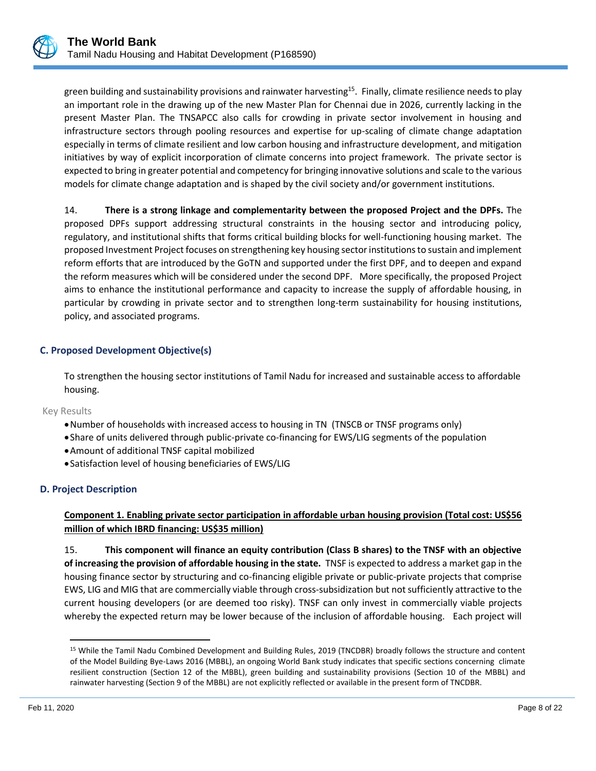green building and sustainability provisions and rainwater harvesting[15]. Finally, climate resilience needs to play an important role in the drawing up of the new Master Plan for Chennai due in 2026, currently lacking in the present Master Plan. The TNSAPCC also calls for crowding in private sector involvement in housing and infrastructure sectors through pooling resources and expertise for up-scaling of climate change adaptation especially in terms of climate resilient and low carbon housing and infrastructure development, and mitigation initiatives by way of explicit incorporation of climate concerns into project framework. The private sector is expected to bring in greater potential and competency for bringing innovative solutions and scale to the various models for climate change adaptation and is shaped by the civil society and/or government institutions.

14. **There is a strong linkage and complementarity between the proposed Project and the DPFs.** The proposed DPFs support addressing structural constraints in the housing sector and introducing policy, regulatory, and institutional shifts that forms critical building blocks for well-functioning housing market. The proposed Investment Project focuses on strengthening key housing sector institutions to sustain and implement reform efforts that are introduced by the GoTN and supported under the first DPF, and to deepen and expand the reform measures which will be considered under the second DPF. More specifically, the proposed Project aims to enhance the institutional performance and capacity to increase the supply of affordable housing, in particular by crowding in private sector and to strengthen long-term sustainability for housing institutions, policy, and associated programs.

### C. Proposed Development Objective(s)

To strengthen the housing sector institutions of Tamil Nadu for increased and sustainable access to affordable housing.

Key Results

- Number of households with increased access to housing in TN (TNSCB or TNSF programs only)
- Share of units delivered through public-private co-financing for EWS/LIG segments of the population
- Amount of additional TNSF capital mobilized
- Satisfaction level of housing beneficiaries of EWS/LIG

### D. Project Description

**Component 1. Enabling private sector participation in affordable urban housing provision (Total cost: US$56 million of which IBRD financing: US$35 million)**

15. **This component will finance an equity contribution (Class B shares) to the TNSF with an objective of increasing the provision of affordable housing in the state.** TNSF is expected to address a market gap in the housing finance sector by structuring and co-financing eligible private or public-private projects that comprise EWS, LIG and MIG that are commercially viable through cross-subsidization but not sufficiently attractive to the current housing developers (or are deemed too risky). TNSF can only invest in commercially viable projects whereby the expected return may be lower because of the inclusion of affordable housing. Each project will

[15] While the Tamil Nadu Combined Development and Building Rules, 2019 (TNCDBR) broadly follows the structure and content of the Model Building Bye-Laws 2016 (MBBL), an ongoing World Bank study indicates that specific sections concerning climate resilient construction (Section 12 of the MBBL), green building and sustainability provisions (Section 10 of the MBBL) and rainwater harvesting (Section 9 of the MBBL) are not explicitly reflected or available in the present form of TNCDBR.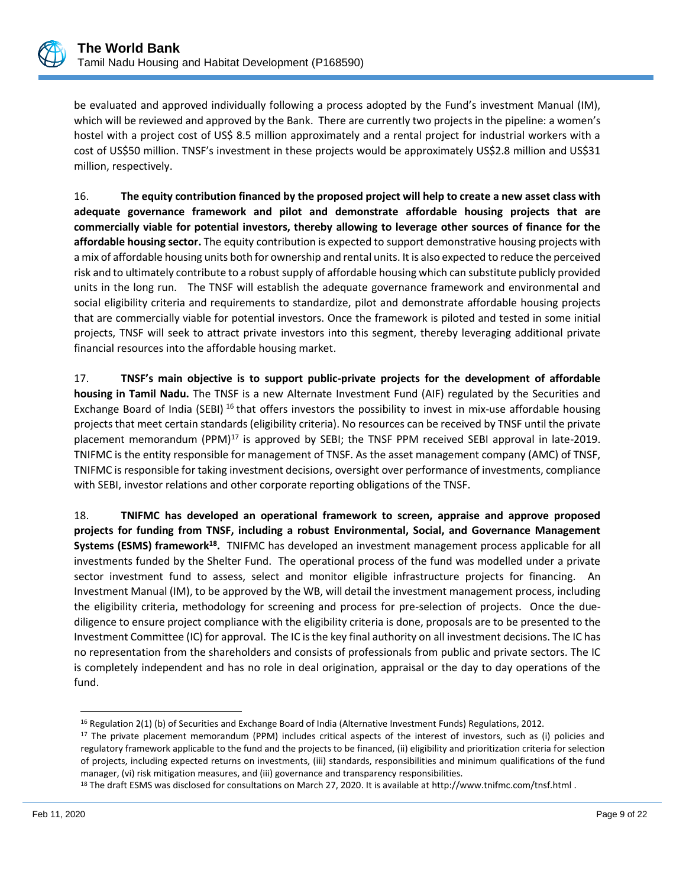be evaluated and approved individually following a process adopted by the Fund's investment Manual (IM), which will be reviewed and approved by the Bank. There are currently two projects in the pipeline: a women's hostel with a project cost of US$ 8.5 million approximately and a rental project for industrial workers with a cost of US$50 million. TNSF's investment in these projects would be approximately US$2.8 million and US$31 million, respectively.

16. **The equity contribution financed by the proposed project will help to create a new asset class with adequate governance framework and pilot and demonstrate affordable housing projects that are commercially viable for potential investors, thereby allowing to leverage other sources of finance for the affordable housing sector.** The equity contribution is expected to support demonstrative housing projects with a mix of affordable housing units both for ownership and rental units. It is also expected to reduce the perceived risk and to ultimately contribute to a robust supply of affordable housing which can substitute publicly provided units in the long run. The TNSF will establish the adequate governance framework and environmental and social eligibility criteria and requirements to standardize, pilot and demonstrate affordable housing projects that are commercially viable for potential investors. Once the framework is piloted and tested in some initial projects, TNSF will seek to attract private investors into this segment, thereby leveraging additional private financial resources into the affordable housing market.

17. **TNSF's main objective is to support public-private projects for the development of affordable housing in Tamil Nadu.** The TNSF is a new Alternate Investment Fund (AIF) regulated by the Securities and Exchange Board of India (SEBI) [16] that offers investors the possibility to invest in mix-use affordable housing projects that meet certain standards (eligibility criteria). No resources can be received by TNSF until the private placement memorandum (PPM)[17] is approved by SEBI; the TNSF PPM received SEBI approval in late-2019. TNIFMC is the entity responsible for management of TNSF. As the asset management company (AMC) of TNSF, TNIFMC is responsible for taking investment decisions, oversight over performance of investments, compliance with SEBI, investor relations and other corporate reporting obligations of the TNSF.

18. **TNIFMC has developed an operational framework to screen, appraise and approve proposed projects for funding from TNSF, including a robust Environmental, Social, and Governance Management Systems (ESMS) framework[18].** TNIFMC has developed an investment management process applicable for all investments funded by the Shelter Fund. The operational process of the fund was modelled under a private sector investment fund to assess, select and monitor eligible infrastructure projects for financing. An Investment Manual (IM), to be approved by the WB, will detail the investment management process, including the eligibility criteria, methodology for screening and process for pre-selection of projects. Once the due-diligence to ensure project compliance with the eligibility criteria is done, proposals are to be presented to the Investment Committee (IC) for approval. The IC is the key final authority on all investment decisions. The IC has no representation from the shareholders and consists of professionals from public and private sectors. The IC is completely independent and has no role in deal origination, appraisal or the day to day operations of the fund.

---

[16] Regulation 2(1) (b) of Securities and Exchange Board of India (Alternative Investment Funds) Regulations, 2012.

[17] The private placement memorandum (PPM) includes critical aspects of the interest of investors, such as (i) policies and regulatory framework applicable to the fund and the projects to be financed, (ii) eligibility and prioritization criteria for selection of projects, including expected returns on investments, (iii) standards, responsibilities and minimum qualifications of the fund manager, (vi) risk mitigation measures, and (iii) governance and transparency responsibilities.

[18] The draft ESMS was disclosed for consultations on March 27, 2020. It is available at http://www.tnifmc.com/tnsf.html .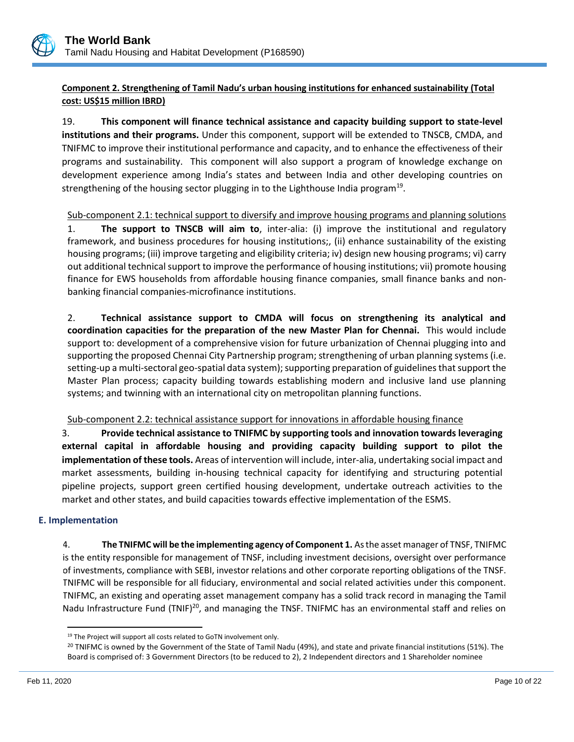**Component 2. Strengthening of Tamil Nadu's urban housing institutions for enhanced sustainability (Total cost: US$15 million IBRD)**

19. **This component will finance technical assistance and capacity building support to state-level institutions and their programs.** Under this component, support will be extended to TNSCB, CMDA, and TNIFMC to improve their institutional performance and capacity, and to enhance the effectiveness of their programs and sustainability. This component will also support a program of knowledge exchange on development experience among India's states and between India and other developing countries on strengthening of the housing sector plugging in to the Lighthouse India program[19].

Sub-component 2.1: technical support to diversify and improve housing programs and planning solutions

1. **The support to TNSCB will aim to**, inter-alia: (i) improve the institutional and regulatory framework, and business procedures for housing institutions;, (ii) enhance sustainability of the existing housing programs; (iii) improve targeting and eligibility criteria; iv) design new housing programs; vi) carry out additional technical support to improve the performance of housing institutions; vii) promote housing finance for EWS households from affordable housing finance companies, small finance banks and non-banking financial companies-microfinance institutions.

2. **Technical assistance support to CMDA will focus on strengthening its analytical and coordination capacities for the preparation of the new Master Plan for Chennai.** This would include support to: development of a comprehensive vision for future urbanization of Chennai plugging into and supporting the proposed Chennai City Partnership program; strengthening of urban planning systems (i.e. setting-up a multi-sectoral geo-spatial data system); supporting preparation of guidelines that support the Master Plan process; capacity building towards establishing modern and inclusive land use planning systems; and twinning with an international city on metropolitan planning functions.

Sub-component 2.2: technical assistance support for innovations in affordable housing finance

3. **Provide technical assistance to TNIFMC by supporting tools and innovation towards leveraging external capital in affordable housing and providing capacity building support to pilot the implementation of these tools.** Areas of intervention will include, inter-alia, undertaking social impact and market assessments, building in-housing technical capacity for identifying and structuring potential pipeline projects, support green certified housing development, undertake outreach activities to the market and other states, and build capacities towards effective implementation of the ESMS.

## E. Implementation

4. **The TNIFMC will be the implementing agency of Component 1.** As the asset manager of TNSF, TNIFMC is the entity responsible for management of TNSF, including investment decisions, oversight over performance of investments, compliance with SEBI, investor relations and other corporate reporting obligations of the TNSF. TNIFMC will be responsible for all fiduciary, environmental and social related activities under this component. TNIFMC, an existing and operating asset management company has a solid track record in managing the Tamil Nadu Infrastructure Fund (TNIF)[20], and managing the TNSF. TNIFMC has an environmental staff and relies on

[19] The Project will support all costs related to GoTN involvement only.

[20] TNIFMC is owned by the Government of the State of Tamil Nadu (49%), and state and private financial institutions (51%). The Board is comprised of: 3 Government Directors (to be reduced to 2), 2 Independent directors and 1 Shareholder nominee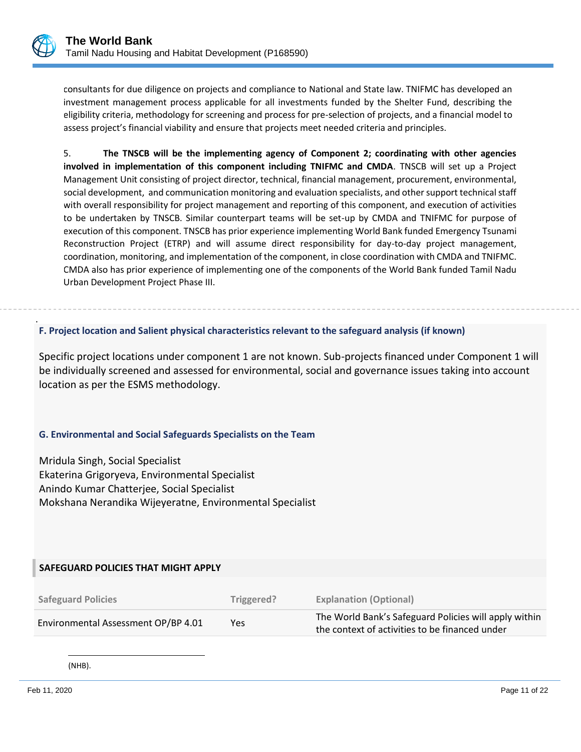consultants for due diligence on projects and compliance to National and State law. TNIFMC has developed an investment management process applicable for all investments funded by the Shelter Fund, describing the eligibility criteria, methodology for screening and process for pre-selection of projects, and a financial model to assess project's financial viability and ensure that projects meet needed criteria and principles.

5. **The TNSCB will be the implementing agency of Component 2; coordinating with other agencies involved in implementation of this component including TNIFMC and CMDA**. TNSCB will set up a Project Management Unit consisting of project director, technical, financial management, procurement, environmental, social development, and communication monitoring and evaluation specialists, and other support technical staff with overall responsibility for project management and reporting of this component, and execution of activities to be undertaken by TNSCB. Similar counterpart teams will be set-up by CMDA and TNIFMC for purpose of execution of this component. TNSCB has prior experience implementing World Bank funded Emergency Tsunami Reconstruction Project (ETRP) and will assume direct responsibility for day-to-day project management, coordination, monitoring, and implementation of the component, in close coordination with CMDA and TNIFMC. CMDA also has prior experience of implementing one of the components of the World Bank funded Tamil Nadu Urban Development Project Phase III.

### F. Project location and Salient physical characteristics relevant to the safeguard analysis (if known)

Specific project locations under component 1 are not known. Sub-projects financed under Component 1 will be individually screened and assessed for environmental, social and governance issues taking into account location as per the ESMS methodology.

### G. Environmental and Social Safeguards Specialists on the Team

Mridula Singh, Social Specialist
Ekaterina Grigoryeva, Environmental Specialist
Anindo Kumar Chatterjee, Social Specialist
Mokshana Nerandika Wijeyeratne, Environmental Specialist

## SAFEGUARD POLICIES THAT MIGHT APPLY

| Safeguard Policies | Triggered? | Explanation (Optional) |
|---|---|---|
| Environmental Assessment OP/BP 4.01 | Yes | The World Bank's Safeguard Policies will apply within the context of activities to be financed under |

(NHB).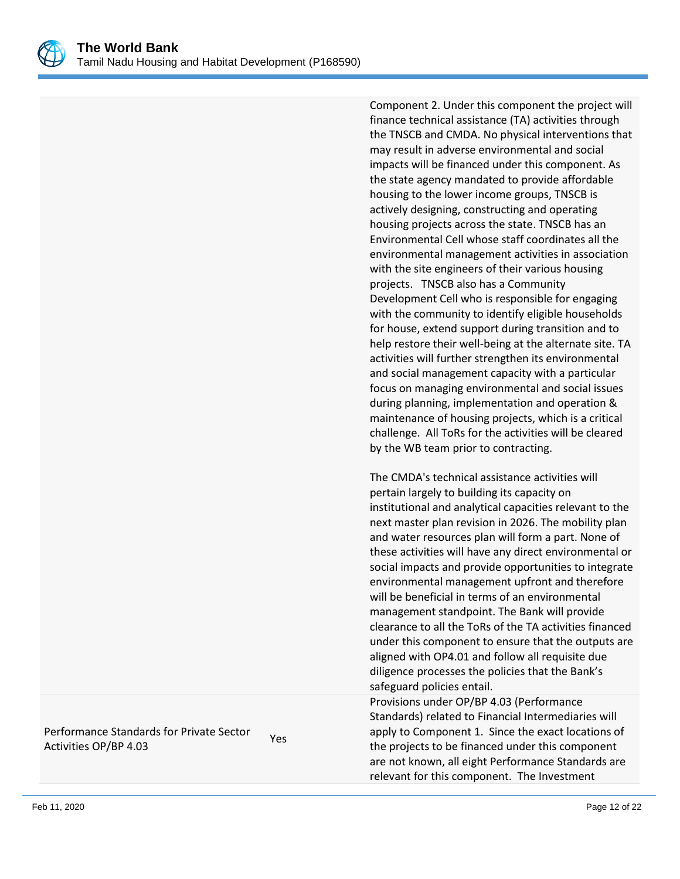| | | |
|---|---|---|
| | | Component 2. Under this component the project will finance technical assistance (TA) activities through the TNSCB and CMDA. No physical interventions that may result in adverse environmental and social impacts will be financed under this component. As the state agency mandated to provide affordable housing to the lower income groups, TNSCB is actively designing, constructing and operating housing projects across the state. TNSCB has an Environmental Cell whose staff coordinates all the environmental management activities in association with the site engineers of their various housing projects. TNSCB also has a Community Development Cell who is responsible for engaging with the community to identify eligible households for house, extend support during transition and to help restore their well-being at the alternate site. TA activities will further strengthen its environmental and social management capacity with a particular focus on managing environmental and social issues during planning, implementation and operation & maintenance of housing projects, which is a critical challenge. All ToRs for the activities will be cleared by the WB team prior to contracting.<br><br>The CMDA's technical assistance activities will pertain largely to building its capacity on institutional and analytical capacities relevant to the next master plan revision in 2026. The mobility plan and water resources plan will form a part. None of these activities will have any direct environmental or social impacts and provide opportunities to integrate environmental management upfront and therefore will be beneficial in terms of an environmental management standpoint. The Bank will provide clearance to all the ToRs of the TA activities financed under this component to ensure that the outputs are aligned with OP4.01 and follow all requisite due diligence processes the policies that the Bank's safeguard policies entail. |
| Performance Standards for Private Sector Activities OP/BP 4.03 | Yes | Provisions under OP/BP 4.03 (Performance Standards) related to Financial Intermediaries will apply to Component 1. Since the exact locations of the projects to be financed under this component are not known, all eight Performance Standards are relevant for this component. The Investment |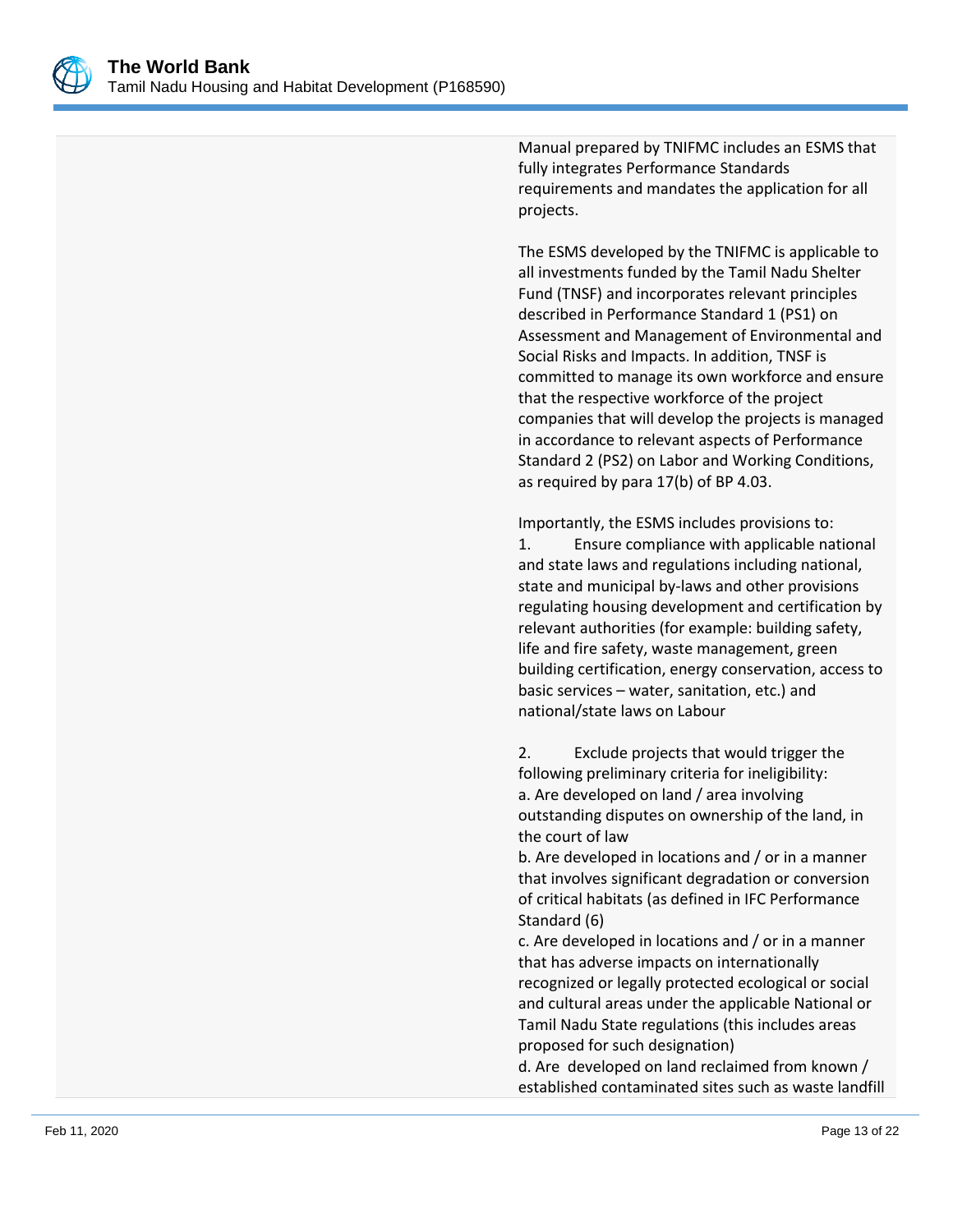Manual prepared by TNIFMC includes an ESMS that fully integrates Performance Standards requirements and mandates the application for all projects.

The ESMS developed by the TNIFMC is applicable to all investments funded by the Tamil Nadu Shelter Fund (TNSF) and incorporates relevant principles described in Performance Standard 1 (PS1) on Assessment and Management of Environmental and Social Risks and Impacts. In addition, TNSF is committed to manage its own workforce and ensure that the respective workforce of the project companies that will develop the projects is managed in accordance to relevant aspects of Performance Standard 2 (PS2) on Labor and Working Conditions, as required by para 17(b) of BP 4.03.

Importantly, the ESMS includes provisions to:

1. Ensure compliance with applicable national and state laws and regulations including national, state and municipal by-laws and other provisions regulating housing development and certification by relevant authorities (for example: building safety, life and fire safety, waste management, green building certification, energy conservation, access to basic services – water, sanitation, etc.) and national/state laws on Labour

2. Exclude projects that would trigger the following preliminary criteria for ineligibility:
a. Are developed on land / area involving outstanding disputes on ownership of the land, in the court of law
b. Are developed in locations and / or in a manner that involves significant degradation or conversion of critical habitats (as defined in IFC Performance Standard (6)
c. Are developed in locations and / or in a manner that has adverse impacts on internationally recognized or legally protected ecological or social and cultural areas under the applicable National or Tamil Nadu State regulations (this includes areas proposed for such designation)
d. Are developed on land reclaimed from known / established contaminated sites such as waste landfill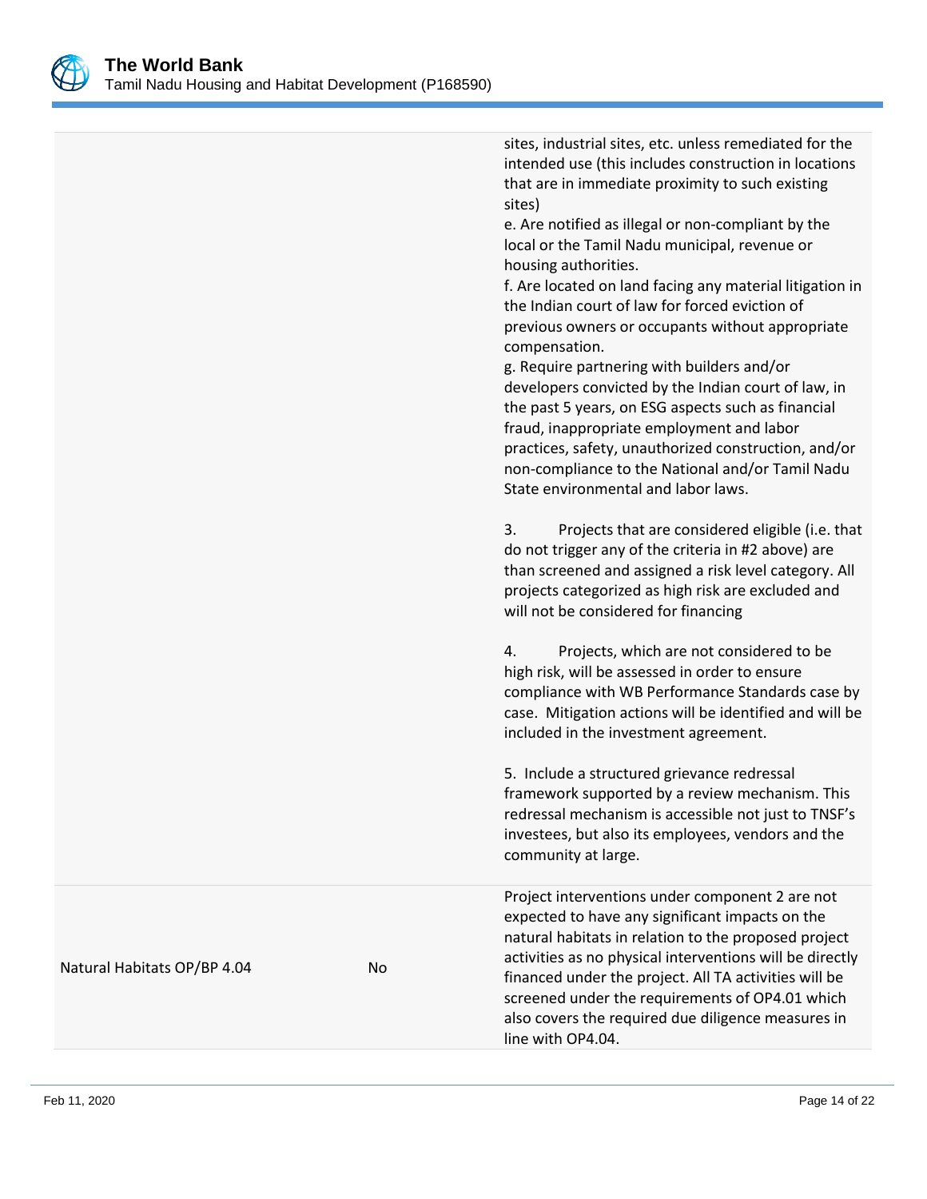| | | |
|---|---|---|
| | | sites, industrial sites, etc. unless remediated for the intended use (this includes construction in locations that are in immediate proximity to such existing sites)<br>e. Are notified as illegal or non-compliant by the local or the Tamil Nadu municipal, revenue or housing authorities.<br>f. Are located on land facing any material litigation in the Indian court of law for forced eviction of previous owners or occupants without appropriate compensation.<br>g. Require partnering with builders and/or developers convicted by the Indian court of law, in the past 5 years, on ESG aspects such as financial fraud, inappropriate employment and labor practices, safety, unauthorized construction, and/or non-compliance to the National and/or Tamil Nadu State environmental and labor laws.<br><br>3. Projects that are considered eligible (i.e. that do not trigger any of the criteria in #2 above) are than screened and assigned a risk level category. All projects categorized as high risk are excluded and will not be considered for financing<br><br>4. Projects, which are not considered to be high risk, will be assessed in order to ensure compliance with WB Performance Standards case by case. Mitigation actions will be identified and will be included in the investment agreement.<br><br>5. Include a structured grievance redressal framework supported by a review mechanism. This redressal mechanism is accessible not just to TNSF's investees, but also its employees, vendors and the community at large. |
| Natural Habitats OP/BP 4.04 | No | Project interventions under component 2 are not expected to have any significant impacts on the natural habitats in relation to the proposed project activities as no physical interventions will be directly financed under the project. All TA activities will be screened under the requirements of OP4.01 which also covers the required due diligence measures in line with OP4.04. |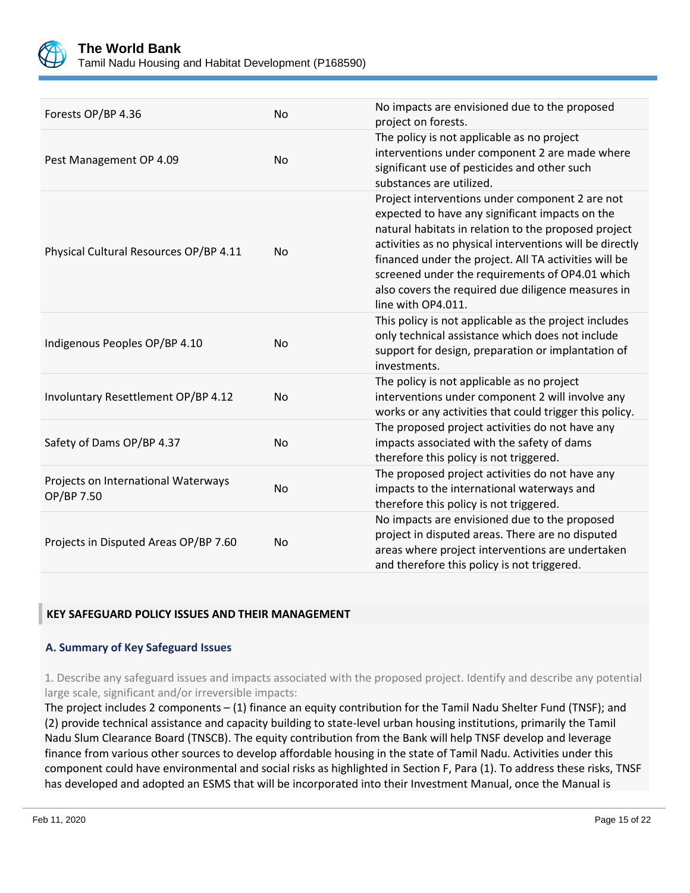| | | |
|---|---|---|
| Forests OP/BP 4.36 | No | No impacts are envisioned due to the proposed project on forests. |
| Pest Management OP 4.09 | No | The policy is not applicable as no project interventions under component 2 are made where significant use of pesticides and other such substances are utilized. |
| Physical Cultural Resources OP/BP 4.11 | No | Project interventions under component 2 are not expected to have any significant impacts on the natural habitats in relation to the proposed project activities as no physical interventions will be directly financed under the project. All TA activities will be screened under the requirements of OP4.01 which also covers the required due diligence measures in line with OP4.011. |
| Indigenous Peoples OP/BP 4.10 | No | This policy is not applicable as the project includes only technical assistance which does not include support for design, preparation or implantation of investments. |
| Involuntary Resettlement OP/BP 4.12 | No | The policy is not applicable as no project interventions under component 2 will involve any works or any activities that could trigger this policy. |
| Safety of Dams OP/BP 4.37 | No | The proposed project activities do not have any impacts associated with the safety of dams therefore this policy is not triggered. |
| Projects on International Waterways OP/BP 7.50 | No | The proposed project activities do not have any impacts to the international waterways and therefore this policy is not triggered. |
| Projects in Disputed Areas OP/BP 7.60 | No | No impacts are envisioned due to the proposed project in disputed areas. There are no disputed areas where project interventions are undertaken and therefore this policy is not triggered. |

## KEY SAFEGUARD POLICY ISSUES AND THEIR MANAGEMENT

### A. Summary of Key Safeguard Issues

1. Describe any safeguard issues and impacts associated with the proposed project. Identify and describe any potential large scale, significant and/or irreversible impacts:

The project includes 2 components – (1) finance an equity contribution for the Tamil Nadu Shelter Fund (TNSF); and (2) provide technical assistance and capacity building to state-level urban housing institutions, primarily the Tamil Nadu Slum Clearance Board (TNSCB). The equity contribution from the Bank will help TNSF develop and leverage finance from various other sources to develop affordable housing in the state of Tamil Nadu. Activities under this component could have environmental and social risks as highlighted in Section F, Para (1). To address these risks, TNSF has developed and adopted an ESMS that will be incorporated into their Investment Manual, once the Manual is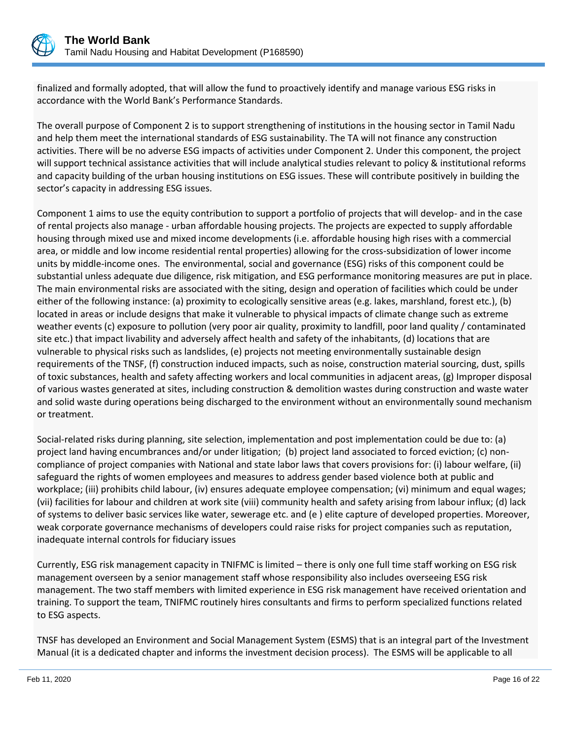finalized and formally adopted, that will allow the fund to proactively identify and manage various ESG risks in accordance with the World Bank's Performance Standards.

The overall purpose of Component 2 is to support strengthening of institutions in the housing sector in Tamil Nadu and help them meet the international standards of ESG sustainability. The TA will not finance any construction activities. There will be no adverse ESG impacts of activities under Component 2. Under this component, the project will support technical assistance activities that will include analytical studies relevant to policy & institutional reforms and capacity building of the urban housing institutions on ESG issues. These will contribute positively in building the sector's capacity in addressing ESG issues.

Component 1 aims to use the equity contribution to support a portfolio of projects that will develop- and in the case of rental projects also manage - urban affordable housing projects. The projects are expected to supply affordable housing through mixed use and mixed income developments (i.e. affordable housing high rises with a commercial area, or middle and low income residential rental properties) allowing for the cross-subsidization of lower income units by middle-income ones. The environmental, social and governance (ESG) risks of this component could be substantial unless adequate due diligence, risk mitigation, and ESG performance monitoring measures are put in place. The main environmental risks are associated with the siting, design and operation of facilities which could be under either of the following instance: (a) proximity to ecologically sensitive areas (e.g. lakes, marshland, forest etc.), (b) located in areas or include designs that make it vulnerable to physical impacts of climate change such as extreme weather events (c) exposure to pollution (very poor air quality, proximity to landfill, poor land quality / contaminated site etc.) that impact livability and adversely affect health and safety of the inhabitants, (d) locations that are vulnerable to physical risks such as landslides, (e) projects not meeting environmentally sustainable design requirements of the TNSF, (f) construction induced impacts, such as noise, construction material sourcing, dust, spills of toxic substances, health and safety affecting workers and local communities in adjacent areas, (g) Improper disposal of various wastes generated at sites, including construction & demolition wastes during construction and waste water and solid waste during operations being discharged to the environment without an environmentally sound mechanism or treatment.

Social-related risks during planning, site selection, implementation and post implementation could be due to: (a) project land having encumbrances and/or under litigation; (b) project land associated to forced eviction; (c) non-compliance of project companies with National and state labor laws that covers provisions for: (i) labour welfare, (ii) safeguard the rights of women employees and measures to address gender based violence both at public and workplace; (iii) prohibits child labour, (iv) ensures adequate employee compensation; (vi) minimum and equal wages; (vii) facilities for labour and children at work site (viii) community health and safety arising from labour influx; (d) lack of systems to deliver basic services like water, sewerage etc. and (e ) elite capture of developed properties. Moreover, weak corporate governance mechanisms of developers could raise risks for project companies such as reputation, inadequate internal controls for fiduciary issues

Currently, ESG risk management capacity in TNIFMC is limited – there is only one full time staff working on ESG risk management overseen by a senior management staff whose responsibility also includes overseeing ESG risk management. The two staff members with limited experience in ESG risk management have received orientation and training. To support the team, TNIFMC routinely hires consultants and firms to perform specialized functions related to ESG aspects.

TNSF has developed an Environment and Social Management System (ESMS) that is an integral part of the Investment Manual (it is a dedicated chapter and informs the investment decision process). The ESMS will be applicable to all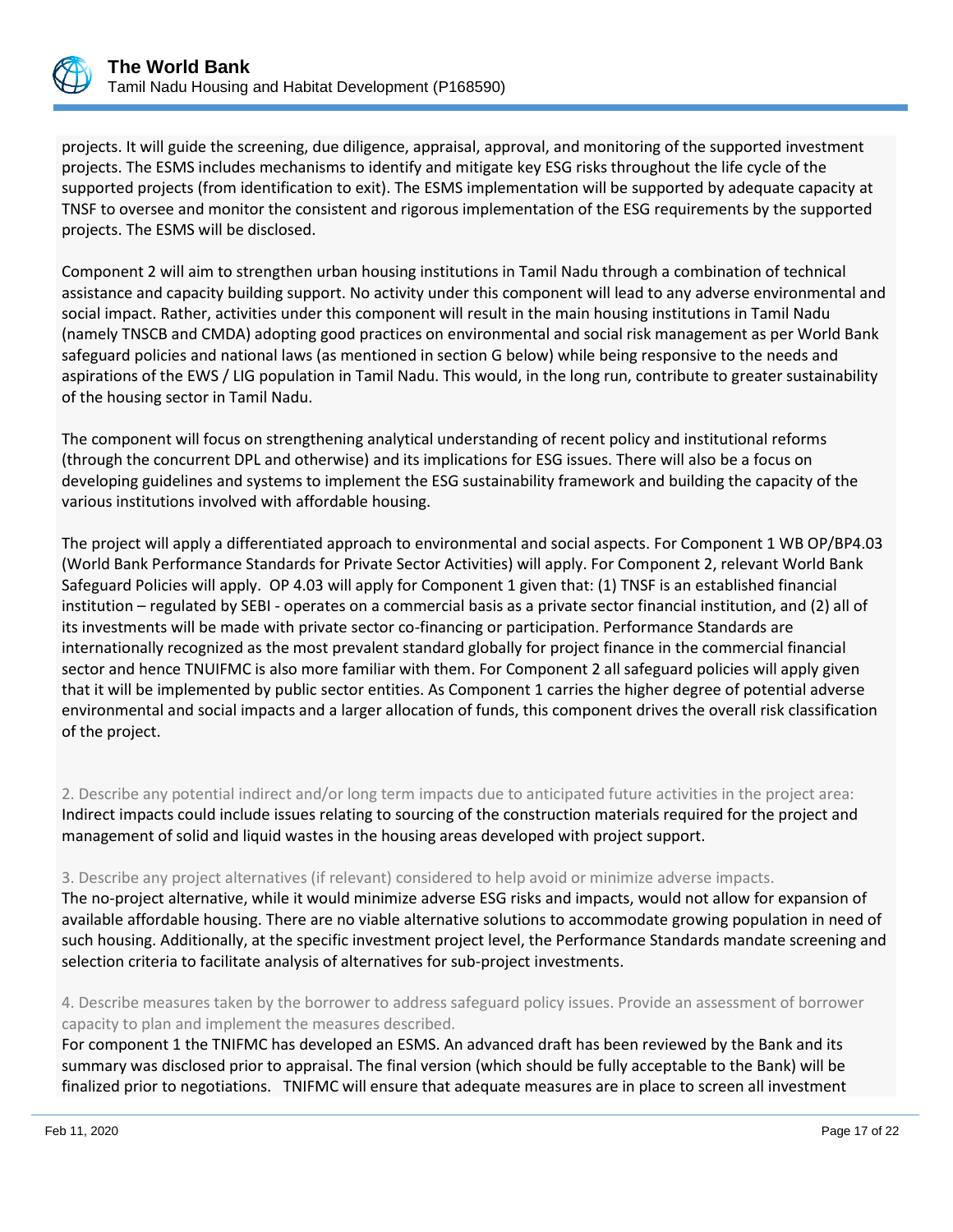projects. It will guide the screening, due diligence, appraisal, approval, and monitoring of the supported investment projects. The ESMS includes mechanisms to identify and mitigate key ESG risks throughout the life cycle of the supported projects (from identification to exit). The ESMS implementation will be supported by adequate capacity at TNSF to oversee and monitor the consistent and rigorous implementation of the ESG requirements by the supported projects. The ESMS will be disclosed.

Component 2 will aim to strengthen urban housing institutions in Tamil Nadu through a combination of technical assistance and capacity building support. No activity under this component will lead to any adverse environmental and social impact. Rather, activities under this component will result in the main housing institutions in Tamil Nadu (namely TNSCB and CMDA) adopting good practices on environmental and social risk management as per World Bank safeguard policies and national laws (as mentioned in section G below) while being responsive to the needs and aspirations of the EWS / LIG population in Tamil Nadu. This would, in the long run, contribute to greater sustainability of the housing sector in Tamil Nadu.

The component will focus on strengthening analytical understanding of recent policy and institutional reforms (through the concurrent DPL and otherwise) and its implications for ESG issues. There will also be a focus on developing guidelines and systems to implement the ESG sustainability framework and building the capacity of the various institutions involved with affordable housing.

The project will apply a differentiated approach to environmental and social aspects. For Component 1 WB OP/BP4.03 (World Bank Performance Standards for Private Sector Activities) will apply. For Component 2, relevant World Bank Safeguard Policies will apply. OP 4.03 will apply for Component 1 given that: (1) TNSF is an established financial institution – regulated by SEBI - operates on a commercial basis as a private sector financial institution, and (2) all of its investments will be made with private sector co-financing or participation. Performance Standards are internationally recognized as the most prevalent standard globally for project finance in the commercial financial sector and hence TNUIFMC is also more familiar with them. For Component 2 all safeguard policies will apply given that it will be implemented by public sector entities. As Component 1 carries the higher degree of potential adverse environmental and social impacts and a larger allocation of funds, this component drives the overall risk classification of the project.

2. Describe any potential indirect and/or long term impacts due to anticipated future activities in the project area:
Indirect impacts could include issues relating to sourcing of the construction materials required for the project and management of solid and liquid wastes in the housing areas developed with project support.

3. Describe any project alternatives (if relevant) considered to help avoid or minimize adverse impacts.
The no-project alternative, while it would minimize adverse ESG risks and impacts, would not allow for expansion of available affordable housing. There are no viable alternative solutions to accommodate growing population in need of such housing. Additionally, at the specific investment project level, the Performance Standards mandate screening and selection criteria to facilitate analysis of alternatives for sub-project investments.

4. Describe measures taken by the borrower to address safeguard policy issues. Provide an assessment of borrower capacity to plan and implement the measures described.
For component 1 the TNIFMC has developed an ESMS. An advanced draft has been reviewed by the Bank and its summary was disclosed prior to appraisal. The final version (which should be fully acceptable to the Bank) will be finalized prior to negotiations. TNIFMC will ensure that adequate measures are in place to screen all investment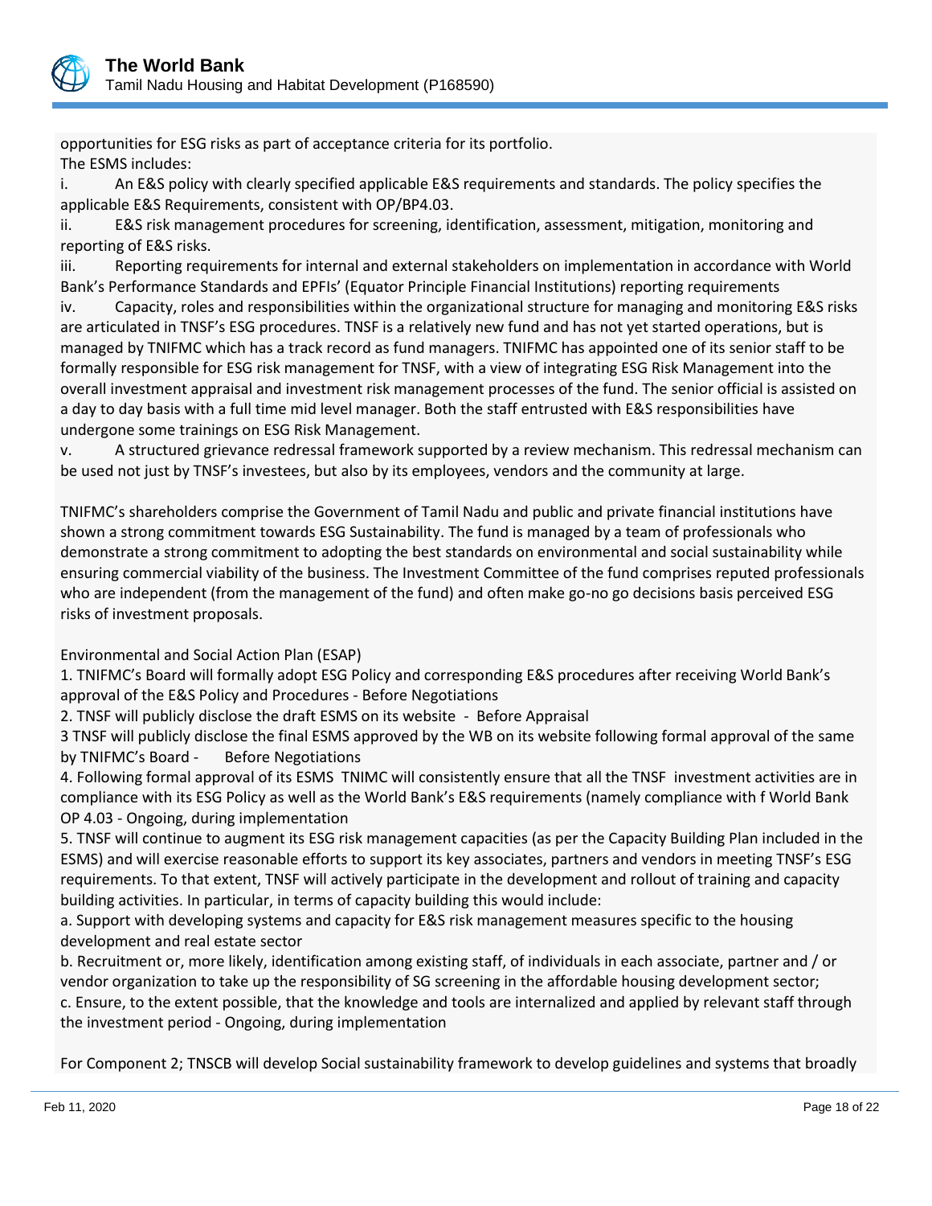opportunities for ESG risks as part of acceptance criteria for its portfolio.
The ESMS includes:

i. An E&S policy with clearly specified applicable E&S requirements and standards. The policy specifies the applicable E&S Requirements, consistent with OP/BP4.03.

ii. E&S risk management procedures for screening, identification, assessment, mitigation, monitoring and reporting of E&S risks.

iii. Reporting requirements for internal and external stakeholders on implementation in accordance with World Bank's Performance Standards and EPFIs' (Equator Principle Financial Institutions) reporting requirements

iv. Capacity, roles and responsibilities within the organizational structure for managing and monitoring E&S risks are articulated in TNSF's ESG procedures. TNSF is a relatively new fund and has not yet started operations, but is managed by TNIFMC which has a track record as fund managers. TNIFMC has appointed one of its senior staff to be formally responsible for ESG risk management for TNSF, with a view of integrating ESG Risk Management into the overall investment appraisal and investment risk management processes of the fund. The senior official is assisted on a day to day basis with a full time mid level manager. Both the staff entrusted with E&S responsibilities have undergone some trainings on ESG Risk Management.

v. A structured grievance redressal framework supported by a review mechanism. This redressal mechanism can be used not just by TNSF's investees, but also by its employees, vendors and the community at large.

TNIFMC's shareholders comprise the Government of Tamil Nadu and public and private financial institutions have shown a strong commitment towards ESG Sustainability. The fund is managed by a team of professionals who demonstrate a strong commitment to adopting the best standards on environmental and social sustainability while ensuring commercial viability of the business. The Investment Committee of the fund comprises reputed professionals who are independent (from the management of the fund) and often make go-no go decisions basis perceived ESG risks of investment proposals.

Environmental and Social Action Plan (ESAP)

1. TNIFMC's Board will formally adopt ESG Policy and corresponding E&S procedures after receiving World Bank's approval of the E&S Policy and Procedures - Before Negotiations

2. TNSF will publicly disclose the draft ESMS on its website - Before Appraisal

3 TNSF will publicly disclose the final ESMS approved by the WB on its website following formal approval of the same by TNIFMC's Board - Before Negotiations

4. Following formal approval of its ESMS TNIMC will consistently ensure that all the TNSF investment activities are in compliance with its ESG Policy as well as the World Bank's E&S requirements (namely compliance with f World Bank OP 4.03 - Ongoing, during implementation

5. TNSF will continue to augment its ESG risk management capacities (as per the Capacity Building Plan included in the ESMS) and will exercise reasonable efforts to support its key associates, partners and vendors in meeting TNSF's ESG requirements. To that extent, TNSF will actively participate in the development and rollout of training and capacity building activities. In particular, in terms of capacity building this would include:

a. Support with developing systems and capacity for E&S risk management measures specific to the housing development and real estate sector

b. Recruitment or, more likely, identification among existing staff, of individuals in each associate, partner and / or vendor organization to take up the responsibility of SG screening in the affordable housing development sector;

c. Ensure, to the extent possible, that the knowledge and tools are internalized and applied by relevant staff through the investment period - Ongoing, during implementation

For Component 2; TNSCB will develop Social sustainability framework to develop guidelines and systems that broadly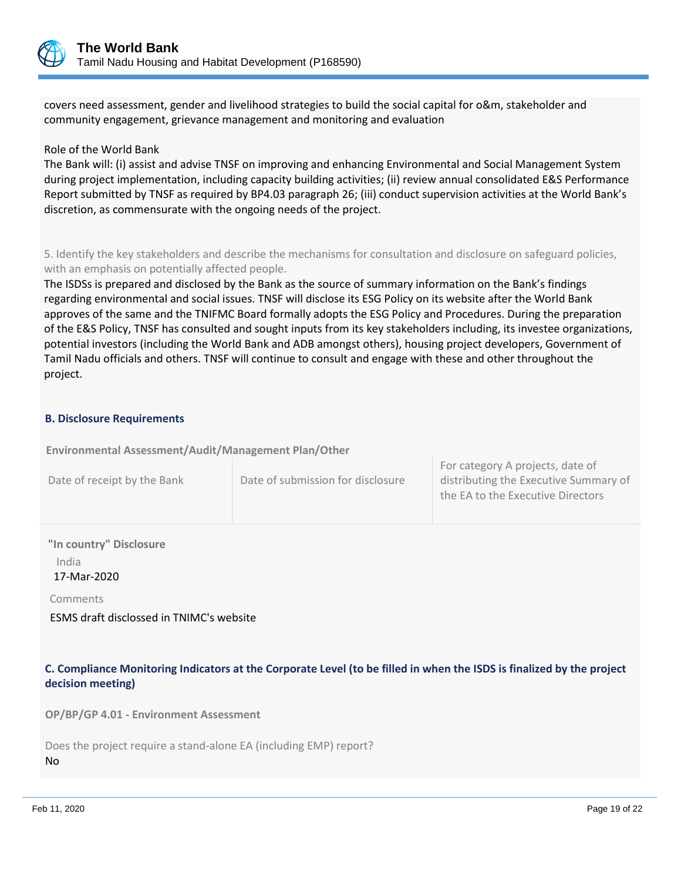covers need assessment, gender and livelihood strategies to build the social capital for o&m, stakeholder and community engagement, grievance management and monitoring and evaluation

Role of the World Bank

The Bank will: (i) assist and advise TNSF on improving and enhancing Environmental and Social Management System during project implementation, including capacity building activities; (ii) review annual consolidated E&S Performance Report submitted by TNSF as required by BP4.03 paragraph 26; (iii) conduct supervision activities at the World Bank's discretion, as commensurate with the ongoing needs of the project.

5. Identify the key stakeholders and describe the mechanisms for consultation and disclosure on safeguard policies, with an emphasis on potentially affected people.

The ISDSs is prepared and disclosed by the Bank as the source of summary information on the Bank's findings regarding environmental and social issues. TNSF will disclose its ESG Policy on its website after the World Bank approves of the same and the TNIFMC Board formally adopts the ESG Policy and Procedures. During the preparation of the E&S Policy, TNSF has consulted and sought inputs from its key stakeholders including, its investee organizations, potential investors (including the World Bank and ADB amongst others), housing project developers, Government of Tamil Nadu officials and others. TNSF will continue to consult and engage with these and other throughout the project.

### B. Disclosure Requirements

**Environmental Assessment/Audit/Management Plan/Other**

| Date of receipt by the Bank | Date of submission for disclosure | For category A projects, date of distributing the Executive Summary of the EA to the Executive Directors |
|---|---|---|
| | | |

**"In country" Disclosure**

India

17-Mar-2020

Comments

ESMS draft disclossed in TNIMC's website

### C. Compliance Monitoring Indicators at the Corporate Level (to be filled in when the ISDS is finalized by the project decision meeting)

**OP/BP/GP 4.01 - Environment Assessment**

Does the project require a stand-alone EA (including EMP) report?

No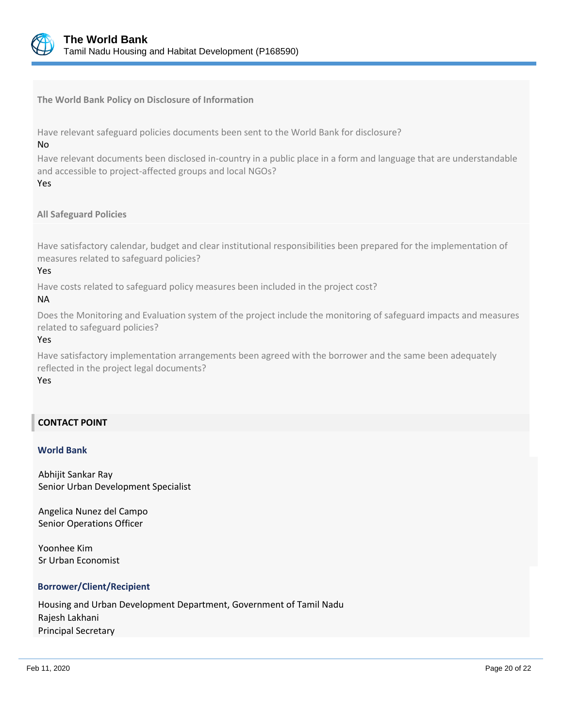**The World Bank Policy on Disclosure of Information**

Have relevant safeguard policies documents been sent to the World Bank for disclosure?
No

Have relevant documents been disclosed in-country in a public place in a form and language that are understandable and accessible to project-affected groups and local NGOs?
Yes

**All Safeguard Policies**

Have satisfactory calendar, budget and clear institutional responsibilities been prepared for the implementation of measures related to safeguard policies?
Yes

Have costs related to safeguard policy measures been included in the project cost?
NA

Does the Monitoring and Evaluation system of the project include the monitoring of safeguard impacts and measures related to safeguard policies?
Yes

Have satisfactory implementation arrangements been agreed with the borrower and the same been adequately reflected in the project legal documents?
Yes

## CONTACT POINT

### World Bank

Abhijit Sankar Ray
Senior Urban Development Specialist

Angelica Nunez del Campo
Senior Operations Officer

Yoonhee Kim
Sr Urban Economist

### Borrower/Client/Recipient

Housing and Urban Development Department, Government of Tamil Nadu
Rajesh Lakhani
Principal Secretary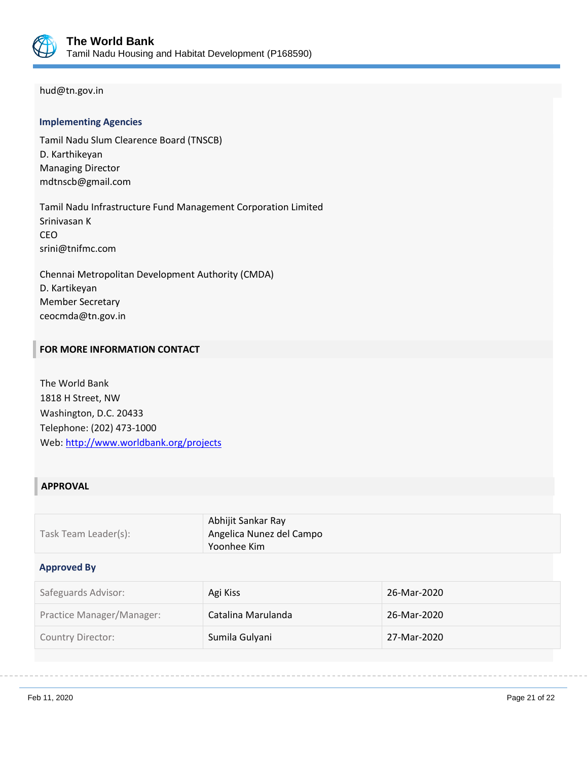hud@tn.gov.in

**Implementing Agencies**

Tamil Nadu Slum Clearence Board (TNSCB)
D. Karthikeyan
Managing Director
mdtnscb@gmail.com

Tamil Nadu Infrastructure Fund Management Corporation Limited
Srinivasan K
CEO
srini@tnifmc.com

Chennai Metropolitan Development Authority (CMDA)
D. Kartikeyan
Member Secretary
ceocmda@tn.gov.in

## FOR MORE INFORMATION CONTACT

The World Bank
1818 H Street, NW
Washington, D.C. 20433
Telephone: (202) 473-1000
Web: http://www.worldbank.org/projects

## APPROVAL

| | |
|---|---|
| Task Team Leader(s): | Abhijit Sankar Ray<br>Angelica Nunez del Campo<br>Yoonhee Kim |

**Approved By**

| | | |
|---|---|---|
| Safeguards Advisor: | Agi Kiss | 26-Mar-2020 |
| Practice Manager/Manager: | Catalina Marulanda | 26-Mar-2020 |
| Country Director: | Sumila Gulyani | 27-Mar-2020 |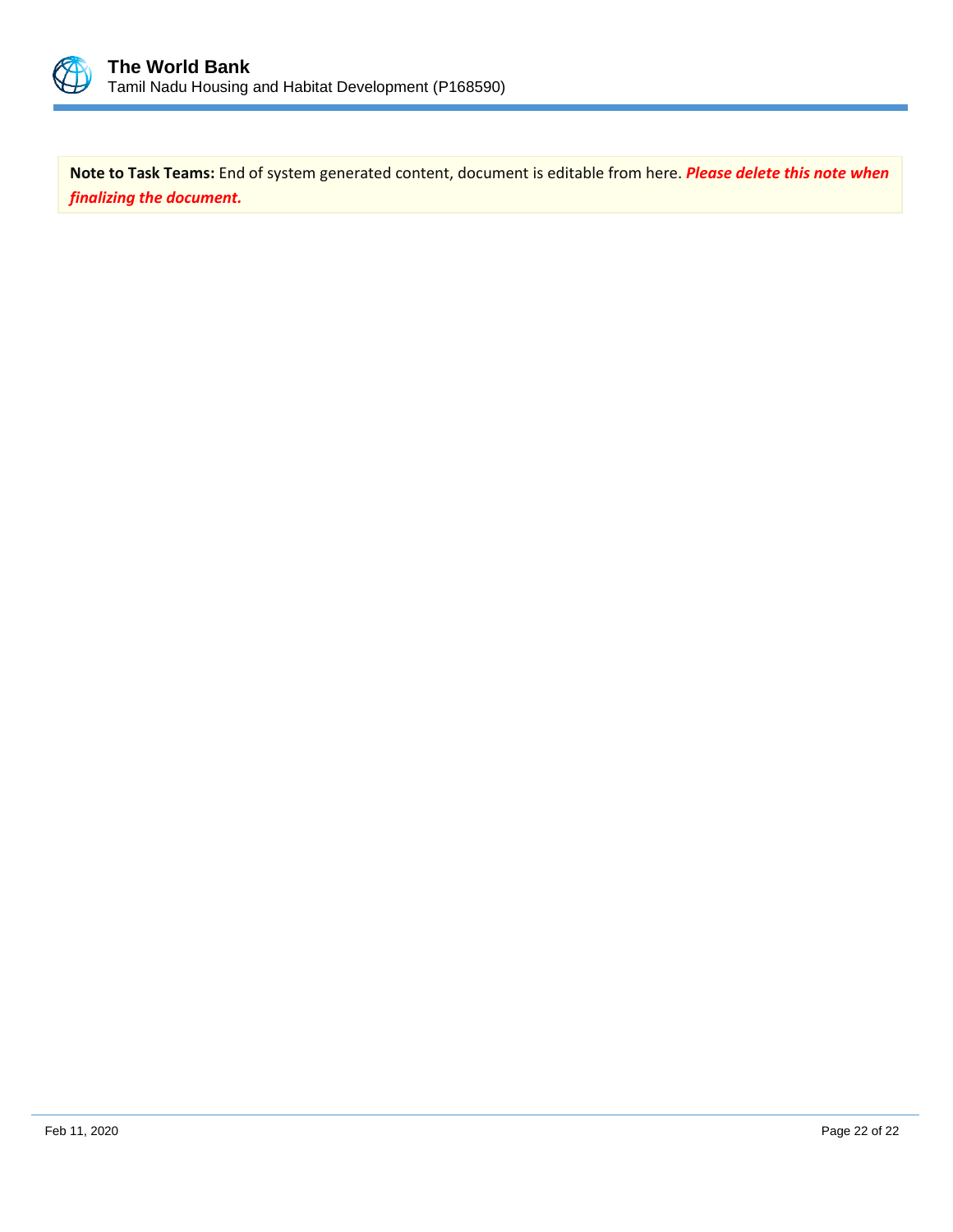**Note to Task Teams:** End of system generated content, document is editable from here. ***Please delete this note when finalizing the document.***